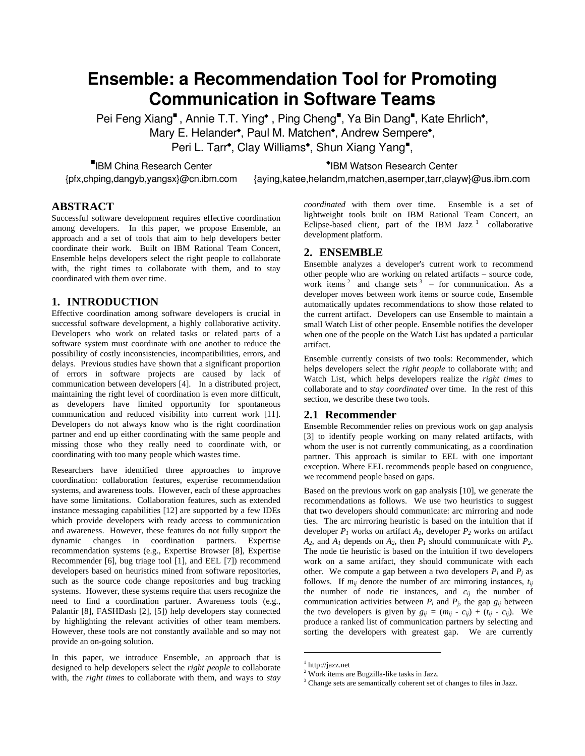# Ensemble: a Recommendation Tool for Promoting Communication in Software Teams

Pei Feng Xiang[■], Annie T.T. Ying[◆], Ping Cheng[■], Ya Bin Dang[■], Kate Ehrlich[◆], Mary E. Helander[◆], Paul M. Matchen[◆], Andrew Sempere[◆], Peri L. Tarr[◆], Clay Williams[◆], Shun Xiang Yang[■],

[■]IBM China Research Center
{pfx,chping,dangyb,yangsx}@cn.ibm.com

[◆]IBM Watson Research Center
{aying,katee,helandm,matchen,asemper,tarr,clayw}@us.ibm.com

## ABSTRACT

Successful software development requires effective coordination among developers. In this paper, we propose Ensemble, an approach and a set of tools that aim to help developers better coordinate their work. Built on IBM Rational Team Concert, Ensemble helps developers select the right people to collaborate with, the right times to collaborate with them, and to stay coordinated with them over time.

## 1. INTRODUCTION

Effective coordination among software developers is crucial in successful software development, a highly collaborative activity. Developers who work on related tasks or related parts of a software system must coordinate with one another to reduce the possibility of costly inconsistencies, incompatibilities, errors, and delays. Previous studies have shown that a significant proportion of errors in software projects are caused by lack of communication between developers [4]. In a distributed project, maintaining the right level of coordination is even more difficult, as developers have limited opportunity for spontaneous communication and reduced visibility into current work [11]. Developers do not always know who is the right coordination partner and end up either coordinating with the same people and missing those who they really need to coordinate with, or coordinating with too many people which wastes time.

Researchers have identified three approaches to improve coordination: collaboration features, expertise recommendation systems, and awareness tools. However, each of these approaches have some limitations. Collaboration features, such as extended instance messaging capabilities [12] are supported by a few IDEs which provide developers with ready access to communication and awareness. However, these features do not fully support the dynamic changes in coordination partners. Expertise recommendation systems (e.g., Expertise Browser [8], Expertise Recommender [6], bug triage tool [1], and EEL [7]) recommend developers based on heuristics mined from software repositories, such as the source code change repositories and bug tracking systems. However, these systems require that users recognize the need to find a coordination partner. Awareness tools (e.g., Palantir [8], FASHDash [2], [5]) help developers stay connected by highlighting the relevant activities of other team members. However, these tools are not constantly available and so may not provide an on-going solution.

In this paper, we introduce Ensemble, an approach that is designed to help developers select the *right people* to collaborate with, the *right times* to collaborate with them, and ways to *stay coordinated* with them over time. Ensemble is a set of lightweight tools built on IBM Rational Team Concert, an Eclipse-based client, part of the IBM Jazz [1] collaborative development platform.

## 2. ENSEMBLE

Ensemble analyzes a developer's current work to recommend other people who are working on related artifacts – source code, work items [2] and change sets [3] – for communication. As a developer moves between work items or source code, Ensemble automatically updates recommendations to show those related to the current artifact. Developers can use Ensemble to maintain a small Watch List of other people. Ensemble notifies the developer when one of the people on the Watch List has updated a particular artifact.

Ensemble currently consists of two tools: Recommender, which helps developers select the *right people* to collaborate with; and Watch List, which helps developers realize the *right times* to collaborate and to *stay coordinated* over time. In the rest of this section, we describe these two tools.

### 2.1 Recommender

Ensemble Recommender relies on previous work on gap analysis [3] to identify people working on many related artifacts, with whom the user is not currently communicating, as a coordination partner. This approach is similar to EEL with one important exception. Where EEL recommends people based on congruence, we recommend people based on gaps.

Based on the previous work on gap analysis [10], we generate the recommendations as follows. We use two heuristics to suggest that two developers should communicate: arc mirroring and node ties. The arc mirroring heuristic is based on the intuition that if developer $P_1$ works on artifact $A_1$, developer $P_2$ works on artifact $A_2$, and $A_1$ depends on $A_2$, then $P_1$ should communicate with $P_2$. The node tie heuristic is based on the intuition if two developers work on a same artifact, they should communicate with each other. We compute a gap between a two developers $P_i$ and $P_j$ as follows. If $m_{ij}$ denote the number of arc mirroring instances, $t_{ij}$ the number of node tie instances, and $c_{ij}$ the number of communication activities between $P_i$ and $P_j$, the gap $g_{ij}$ between the two developers is given by $g_{ij} = (m_{ij} - c_{ij}) + (t_{ij} - c_{ij})$. We produce a ranked list of communication partners by selecting and sorting the developers with greatest gap. We are currently

[1] http://jazz.net

[2] Work items are Bugzilla-like tasks in Jazz.

[3] Change sets are semantically coherent set of changes to files in Jazz.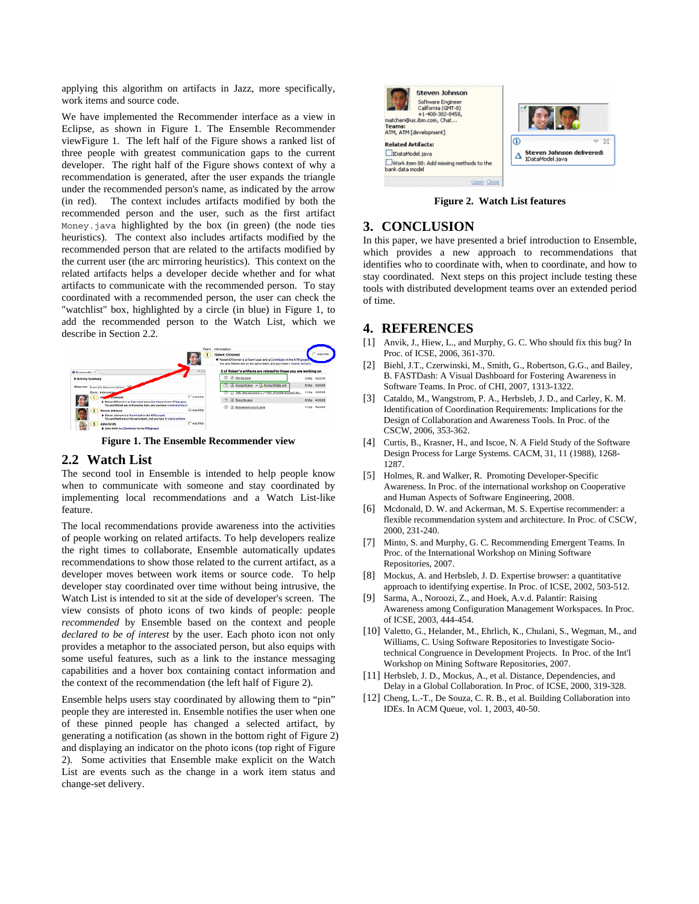applying this algorithm on artifacts in Jazz, more specifically, work items and source code.

We have implemented the Recommender interface as a view in Eclipse, as shown in Figure 1. The Ensemble Recommender viewFigure 1. The left half of the Figure shows a ranked list of three people with greatest communication gaps to the current developer. The right half of the Figure shows context of why a recommendation is generated, after the user expands the triangle under the recommended person's name, as indicated by the arrow (in red). The context includes artifacts modified by both the recommended person and the user, such as the first artifact `Money.java` highlighted by the box (in green) (the node ties heuristics). The context also includes artifacts modified by the recommended person that are related to the artifacts modified by the current user (the arc mirroring heuristics). This context on the related artifacts helps a developer decide whether and for what artifacts to communicate with the recommended person. To stay coordinated with a recommended person, the user can check the "watchlist" box, highlighted by a circle (in blue) in Figure 1, to add the recommended person to the Watch List, which we describe in Section 2.2.

**Figure 1. The Ensemble Recommender view**

## 2.2 Watch List

The second tool in Ensemble is intended to help people know when to communicate with someone and stay coordinated by implementing local recommendations and a Watch List-like feature.

The local recommendations provide awareness into the activities of people working on related artifacts. To help developers realize the right times to collaborate, Ensemble automatically updates recommendations to show those related to the current artifact, as a developer moves between work items or source code. To help developer stay coordinated over time without being intrusive, the Watch List is intended to sit at the side of developer's screen. The view consists of photo icons of two kinds of people: people *recommended* by Ensemble based on the context and people *declared to be of interest* by the user. Each photo icon not only provides a metaphor to the associated person, but also equips with some useful features, such as a link to the instance messaging capabilities and a hover box containing contact information and the context of the recommendation (the left half of Figure 2).

Ensemble helps users stay coordinated by allowing them to "pin" people they are interested in. Ensemble notifies the user when one of these pinned people has changed a selected artifact, by generating a notification (as shown in the bottom right of Figure 2) and displaying an indicator on the photo icons (top right of Figure 2). Some activities that Ensemble make explicit on the Watch List are events such as the change in a work item status and change-set delivery.

**Figure 2. Watch List features**

# 3. CONCLUSION

In this paper, we have presented a brief introduction to Ensemble, which provides a new approach to recommendations that identifies who to coordinate with, when to coordinate, and how to stay coordinated. Next steps on this project include testing these tools with distributed development teams over an extended period of time.

# 4. REFERENCES

[1] Anvik, J., Hiew, L., and Murphy, G. C. Who should fix this bug? In Proc. of ICSE, 2006, 361-370.

[2] Biehl, J.T., Czerwinski, M., Smith, G., Robertson, G.G., and Bailey, B. FASTDash: A Visual Dashboard for Fostering Awareness in Software Teams. In Proc. of CHI, 2007, 1313-1322.

[3] Cataldo, M., Wangstrom, P. A., Herbsleb, J. D., and Carley, K. M. Identification of Coordination Requirements: Implications for the Design of Collaboration and Awareness Tools. In Proc. of the CSCW, 2006, 353-362.

[4] Curtis, B., Krasner, H., and Iscoe, N. A Field Study of the Software Design Process for Large Systems. CACM, 31, 11 (1988), 1268-1287.

[5] Holmes, R. and Walker, R. Promoting Developer-Specific Awareness. In Proc. of the international workshop on Cooperative and Human Aspects of Software Engineering, 2008.

[6] Mcdonald, D. W. and Ackerman, M. S. Expertise recommender: a flexible recommendation system and architecture. In Proc. of CSCW, 2000, 231-240.

[7] Minto, S. and Murphy, G. C. Recommending Emergent Teams. In Proc. of the International Workshop on Mining Software Repositories, 2007.

[8] Mockus, A. and Herbsleb, J. D. Expertise browser: a quantitative approach to identifying expertise. In Proc. of ICSE, 2002, 503-512.

[9] Sarma, A., Noroozi, Z., and Hoek, A.v.d. Palantír: Raising Awareness among Configuration Management Workspaces. In Proc. of ICSE, 2003, 444-454.

[10] Valetto, G., Helander, M., Ehrlich, K., Chulani, S., Wegman, M., and Williams, C. Using Software Repositories to Investigate Socio-technical Congruence in Development Projects. In Proc. of the Int'l Workshop on Mining Software Repositories, 2007.

[11] Herbsleb, J. D., Mockus, A., et al. Distance, Dependencies, and Delay in a Global Collaboration. In Proc. of ICSE, 2000, 319-328.

[12] Cheng, L.-T., De Souza, C. R. B., et al. Building Collaboration into IDEs. In ACM Queue, vol. 1, 2003, 40-50.